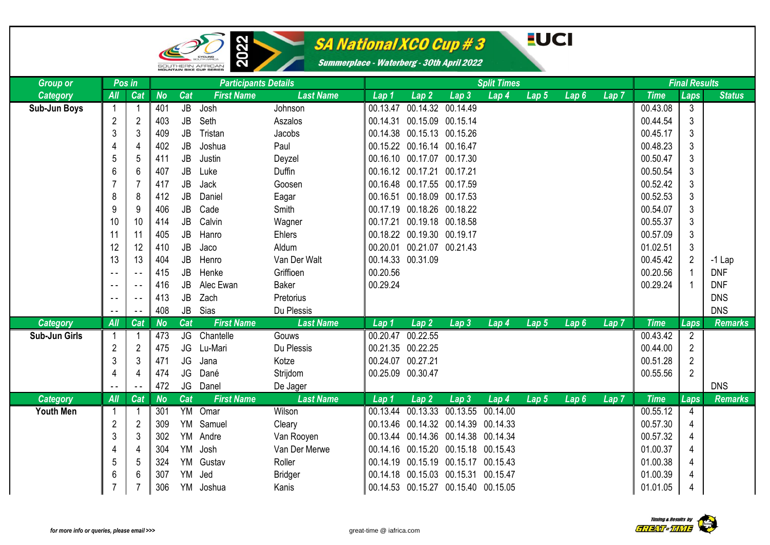# SA National XCO Cup # 3

**Summerplace - Waterberg - 30th April 2022**

2022 SOUTHERN AFRICAN MOUNTAIN BIKE CUP SERIES — UCI

| Group or | Pos in | | Participants Details | | | | Split Times | | | | | | | Final Results | | |
|---|---|---|---|---|---|---|---|---|---|---|---|---|---|---|---|---|
| Category | All | Cat | No | Cat | First Name | Last Name | Lap 1 | Lap 2 | Lap 3 | Lap 4 | Lap 5 | Lap 6 | Lap 7 | Time | Laps | Status |
| Sub-Jun Boys | 1 | 1 | 401 | JB | Josh | Johnson | 00.13.47 | 00.14.32 | 00.14.49 | | | | | 00.43.08 | 3 | |
| | 2 | 2 | 403 | JB | Seth | Aszalos | 00.14.31 | 00.15.09 | 00.15.14 | | | | | 00.44.54 | 3 | |
| | 3 | 3 | 409 | JB | Tristan | Jacobs | 00.14.38 | 00.15.13 | 00.15.26 | | | | | 00.45.17 | 3 | |
| | 4 | 4 | 402 | JB | Joshua | Paul | 00.15.22 | 00.16.14 | 00.16.47 | | | | | 00.48.23 | 3 | |
| | 5 | 5 | 411 | JB | Justin | Deyzel | 00.16.10 | 00.17.07 | 00.17.30 | | | | | 00.50.47 | 3 | |
| | 6 | 6 | 407 | JB | Luke | Duffin | 00.16.12 | 00.17.21 | 00.17.21 | | | | | 00.50.54 | 3 | |
| | 7 | 7 | 417 | JB | Jack | Goosen | 00.16.48 | 00.17.55 | 00.17.59 | | | | | 00.52.42 | 3 | |
| | 8 | 8 | 412 | JB | Daniel | Eagar | 00.16.51 | 00.18.09 | 00.17.53 | | | | | 00.52.53 | 3 | |
| | 9 | 9 | 406 | JB | Cade | Smith | 00.17.19 | 00.18.26 | 00.18.22 | | | | | 00.54.07 | 3 | |
| | 10 | 10 | 414 | JB | Calvin | Wagner | 00.17.21 | 00.19.18 | 00.18.58 | | | | | 00.55.37 | 3 | |
| | 11 | 11 | 405 | JB | Hanro | Ehlers | 00.18.22 | 00.19.30 | 00.19.17 | | | | | 00.57.09 | 3 | |
| | 12 | 12 | 410 | JB | Jaco | Aldum | 00.20.01 | 00.21.07 | 00.21.43 | | | | | 01.02.51 | 3 | |
| | 13 | 13 | 404 | JB | Henro | Van Der Walt | 00.14.33 | 00.31.09 | | | | | | 00.45.42 | 2 | -1 Lap |
| | - - | - - | 415 | JB | Henke | Griffioen | 00.20.56 | | | | | | | 00.20.56 | 1 | DNF |
| | - - | - - | 416 | JB | Alec Ewan | Baker | 00.29.24 | | | | | | | 00.29.24 | 1 | DNF |
| | - - | - - | 413 | JB | Zach | Pretorius | | | | | | | | | | DNS |
| | - - | - - | 408 | JB | Sias | Du Plessis | | | | | | | | | | DNS |
| Category | All | Cat | No | Cat | First Name | Last Name | Lap 1 | Lap 2 | Lap 3 | Lap 4 | Lap 5 | Lap 6 | Lap 7 | Time | Laps | Remarks |
| Sub-Jun Girls | 1 | 1 | 473 | JG | Chantelle | Gouws | 00.20.47 | 00.22.55 | | | | | | 00.43.42 | 2 | |
| | 2 | 2 | 475 | JG | Lu-Mari | Du Plessis | 00.21.35 | 00.22.25 | | | | | | 00.44.00 | 2 | |
| | 3 | 3 | 471 | JG | Jana | Kotze | 00.24.07 | 00.27.21 | | | | | | 00.51.28 | 2 | |
| | 4 | 4 | 474 | JG | Dané | Strijdom | 00.25.09 | 00.30.47 | | | | | | 00.55.56 | 2 | |
| | - - | - - | 472 | JG | Danel | De Jager | | | | | | | | | | DNS |
| Category | All | Cat | No | Cat | First Name | Last Name | Lap 1 | Lap 2 | Lap 3 | Lap 4 | Lap 5 | Lap 6 | Lap 7 | Time | Laps | Remarks |
| Youth Men | 1 | 1 | 301 | YM | Omar | Wilson | 00.13.44 | 00.13.33 | 00.13.55 | 00.14.00 | | | | 00.55.12 | 4 | |
| | 2 | 2 | 309 | YM | Samuel | Cleary | 00.13.46 | 00.14.32 | 00.14.39 | 00.14.33 | | | | 00.57.30 | 4 | |
| | 3 | 3 | 302 | YM | Andre | Van Rooyen | 00.13.44 | 00.14.36 | 00.14.38 | 00.14.34 | | | | 00.57.32 | 4 | |
| | 4 | 4 | 304 | YM | Josh | Van Der Merwe | 00.14.16 | 00.15.20 | 00.15.18 | 00.15.43 | | | | 01.00.37 | 4 | |
| | 5 | 5 | 324 | YM | Gustav | Roller | 00.14.19 | 00.15.19 | 00.15.17 | 00.15.43 | | | | 01.00.38 | 4 | |
| | 6 | 6 | 307 | YM | Jed | Bridger | 00.14.18 | 00.15.03 | 00.15.31 | 00.15.47 | | | | 01.00.39 | 4 | |
| | 7 | 7 | 306 | YM | Joshua | Kanis | 00.14.53 | 00.15.27 | 00.15.40 | 00.15.05 | | | | 01.01.05 | 4 | |

for more info or queries, please email >>> great-time @ iafrica.com

Timing & Results by GREAT-TIME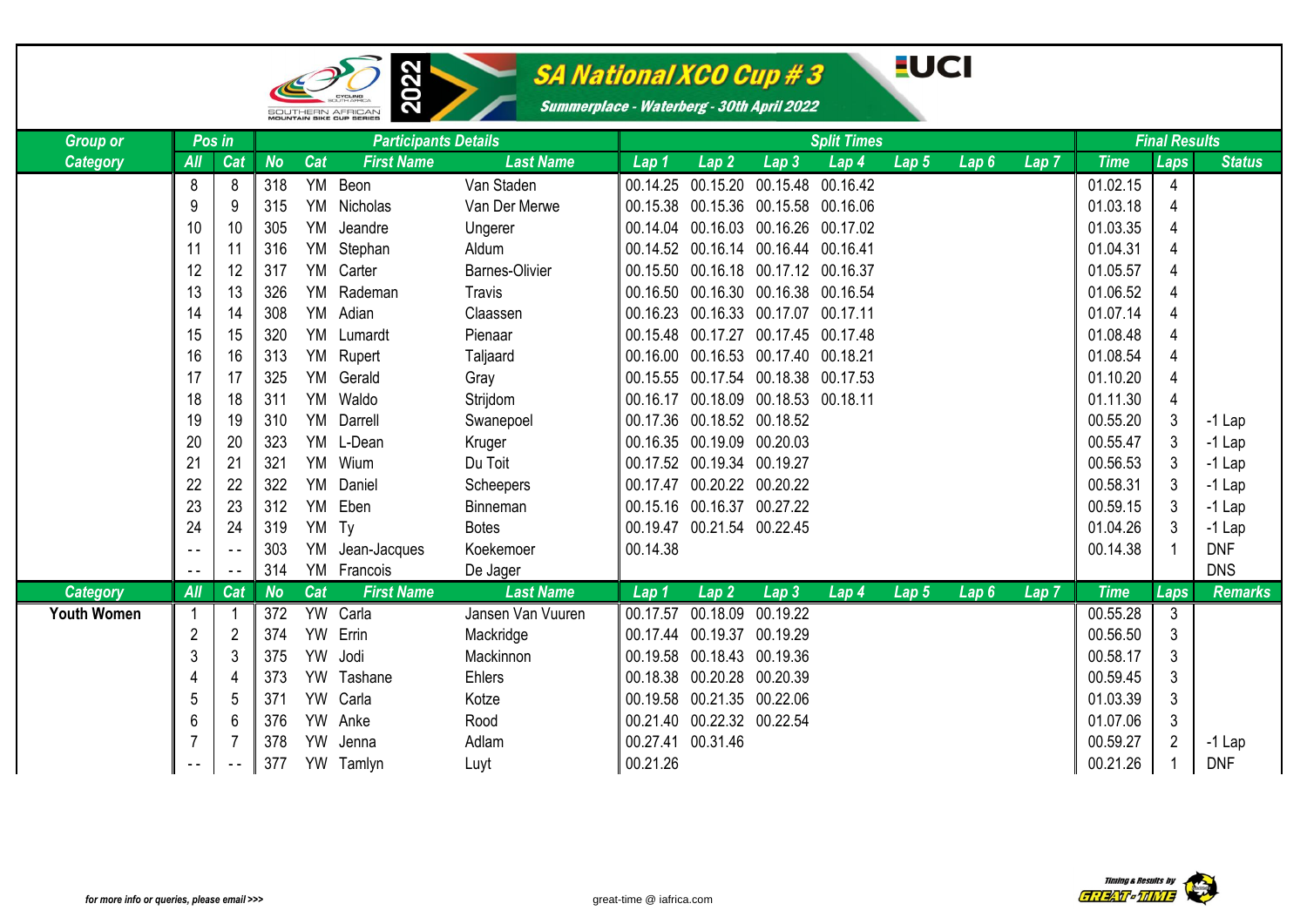# SA National XCO Cup # 3

**Summerplace - Waterberg - 30th April 2022**

| Group or | Pos in | | Participants Details | | | | Split Times | | | | | | | Final Results | | |
|---|---|---|---|---|---|---|---|---|---|---|---|---|---|---|---|---|
| Category | All | Cat | No | Cat | First Name | Last Name | Lap 1 | Lap 2 | Lap 3 | Lap 4 | Lap 5 | Lap 6 | Lap 7 | Time | Laps | Status |
| | 8 | 8 | 318 | YM | Beon | Van Staden | 00.14.25 | 00.15.20 | 00.15.48 | 00.16.42 | | | | 01.02.15 | 4 | |
| | 9 | 9 | 315 | YM | Nicholas | Van Der Merwe | 00.15.38 | 00.15.36 | 00.15.58 | 00.16.06 | | | | 01.03.18 | 4 | |
| | 10 | 10 | 305 | YM | Jeandre | Ungerer | 00.14.04 | 00.16.03 | 00.16.26 | 00.17.02 | | | | 01.03.35 | 4 | |
| | 11 | 11 | 316 | YM | Stephan | Aldum | 00.14.52 | 00.16.14 | 00.16.44 | 00.16.41 | | | | 01.04.31 | 4 | |
| | 12 | 12 | 317 | YM | Carter | Barnes-Olivier | 00.15.50 | 00.16.18 | 00.17.12 | 00.16.37 | | | | 01.05.57 | 4 | |
| | 13 | 13 | 326 | YM | Rademan | Travis | 00.16.50 | 00.16.30 | 00.16.38 | 00.16.54 | | | | 01.06.52 | 4 | |
| | 14 | 14 | 308 | YM | Adian | Claassen | 00.16.23 | 00.16.33 | 00.17.07 | 00.17.11 | | | | 01.07.14 | 4 | |
| | 15 | 15 | 320 | YM | Lumardt | Pienaar | 00.15.48 | 00.17.27 | 00.17.45 | 00.17.48 | | | | 01.08.48 | 4 | |
| | 16 | 16 | 313 | YM | Rupert | Taljaard | 00.16.00 | 00.16.53 | 00.17.40 | 00.18.21 | | | | 01.08.54 | 4 | |
| | 17 | 17 | 325 | YM | Gerald | Gray | 00.15.55 | 00.17.54 | 00.18.38 | 00.17.53 | | | | 01.10.20 | 4 | |
| | 18 | 18 | 311 | YM | Waldo | Strijdom | 00.16.17 | 00.18.09 | 00.18.53 | 00.18.11 | | | | 01.11.30 | 4 | |
| | 19 | 19 | 310 | YM | Darrell | Swanepoel | 00.17.36 | 00.18.52 | 00.18.52 | | | | | 00.55.20 | 3 | -1 Lap |
| | 20 | 20 | 323 | YM | L-Dean | Kruger | 00.16.35 | 00.19.09 | 00.20.03 | | | | | 00.55.47 | 3 | -1 Lap |
| | 21 | 21 | 321 | YM | Wium | Du Toit | 00.17.52 | 00.19.34 | 00.19.27 | | | | | 00.56.53 | 3 | -1 Lap |
| | 22 | 22 | 322 | YM | Daniel | Scheepers | 00.17.47 | 00.20.22 | 00.20.22 | | | | | 00.58.31 | 3 | -1 Lap |
| | 23 | 23 | 312 | YM | Eben | Binneman | 00.15.16 | 00.16.37 | 00.27.22 | | | | | 00.59.15 | 3 | -1 Lap |
| | 24 | 24 | 319 | YM | Ty | Botes | 00.19.47 | 00.21.54 | 00.22.45 | | | | | 01.04.26 | 3 | -1 Lap |
| | - - | - - | 303 | YM | Jean-Jacques | Koekemoer | 00.14.38 | | | | | | | 00.14.38 | 1 | DNF |
| | - - | - - | 314 | YM | Francois | De Jager | | | | | | | | | | DNS |
| **Category** | **All** | **Cat** | **No** | **Cat** | **First Name** | **Last Name** | **Lap 1** | **Lap 2** | **Lap 3** | **Lap 4** | **Lap 5** | **Lap 6** | **Lap 7** | **Time** | **Laps** | **Remarks** |
| **Youth Women** | 1 | 1 | 372 | YW | Carla | Jansen Van Vuuren | 00.17.57 | 00.18.09 | 00.19.22 | | | | | 00.55.28 | 3 | |
| | 2 | 2 | 374 | YW | Errin | Mackridge | 00.17.44 | 00.19.37 | 00.19.29 | | | | | 00.56.50 | 3 | |
| | 3 | 3 | 375 | YW | Jodi | Mackinnon | 00.19.58 | 00.18.43 | 00.19.36 | | | | | 00.58.17 | 3 | |
| | 4 | 4 | 373 | YW | Tashane | Ehlers | 00.18.38 | 00.20.28 | 00.20.39 | | | | | 00.59.45 | 3 | |
| | 5 | 5 | 371 | YW | Carla | Kotze | 00.19.58 | 00.21.35 | 00.22.06 | | | | | 01.03.39 | 3 | |
| | 6 | 6 | 376 | YW | Anke | Rood | 00.21.40 | 00.22.32 | 00.22.54 | | | | | 01.07.06 | 3 | |
| | 7 | 7 | 378 | YW | Jenna | Adlam | 00.27.41 | 00.31.46 | | | | | | 00.59.27 | 2 | -1 Lap |
| | - - | - - | 377 | YW | Tamlyn | Luyt | 00.21.26 | | | | | | | 00.21.26 | 1 | DNF |

*for more info or queries, please email >>>* great-time @ iafrica.com

*Timing & Results by GREAT-TIME*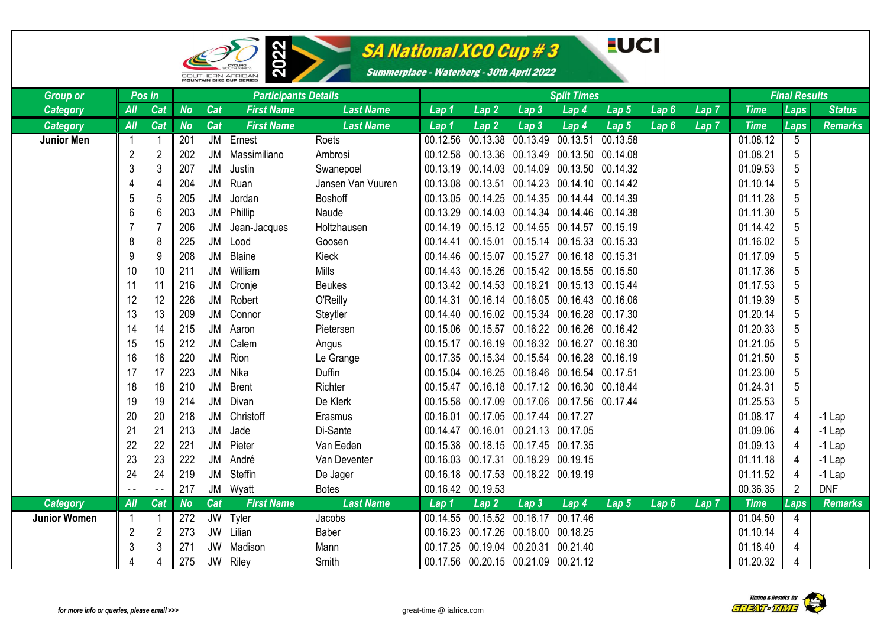# SA National XCO Cup # 3

Summerplace - Waterberg - 30th April 2022

| Group or Category | Pos in All | Cat | No | Cat | First Name | Last Name | Lap 1 | Lap 2 | Lap 3 | Lap 4 | Lap 5 | Lap 6 | Lap 7 | Time | Laps | Status |
|---|---|---|---|---|---|---|---|---|---|---|---|---|---|---|---|---|
| Category | All | Cat | No | Cat | First Name | Last Name | Lap 1 | Lap 2 | Lap 3 | Lap 4 | Lap 5 | Lap 6 | Lap 7 | Time | Laps | Remarks |
| **Junior Men** | 1 | 1 | 201 | JM | Ernest | Roets | 00.12.56 | 00.13.38 | 00.13.49 | 00.13.51 | 00.13.58 | | | 01.08.12 | 5 | |
| | 2 | 2 | 202 | JM | Massimiliano | Ambrosi | 00.12.58 | 00.13.36 | 00.13.49 | 00.13.50 | 00.14.08 | | | 01.08.21 | 5 | |
| | 3 | 3 | 207 | JM | Justin | Swanepoel | 00.13.19 | 00.14.03 | 00.14.09 | 00.13.50 | 00.14.32 | | | 01.09.53 | 5 | |
| | 4 | 4 | 204 | JM | Ruan | Jansen Van Vuuren | 00.13.08 | 00.13.51 | 00.14.23 | 00.14.10 | 00.14.42 | | | 01.10.14 | 5 | |
| | 5 | 5 | 205 | JM | Jordan | Boshoff | 00.13.05 | 00.14.25 | 00.14.35 | 00.14.44 | 00.14.39 | | | 01.11.28 | 5 | |
| | 6 | 6 | 203 | JM | Phillip | Naude | 00.13.29 | 00.14.03 | 00.14.34 | 00.14.46 | 00.14.38 | | | 01.11.30 | 5 | |
| | 7 | 7 | 206 | JM | Jean-Jacques | Holtzhausen | 00.14.19 | 00.15.12 | 00.14.55 | 00.14.57 | 00.15.19 | | | 01.14.42 | 5 | |
| | 8 | 8 | 225 | JM | Lood | Goosen | 00.14.41 | 00.15.01 | 00.15.14 | 00.15.33 | 00.15.33 | | | 01.16.02 | 5 | |
| | 9 | 9 | 208 | JM | Blaine | Kieck | 00.14.46 | 00.15.07 | 00.15.27 | 00.16.18 | 00.15.31 | | | 01.17.09 | 5 | |
| | 10 | 10 | 211 | JM | William | Mills | 00.14.43 | 00.15.26 | 00.15.42 | 00.15.55 | 00.15.50 | | | 01.17.36 | 5 | |
| | 11 | 11 | 216 | JM | Cronje | Beukes | 00.13.42 | 00.14.53 | 00.18.21 | 00.15.13 | 00.15.44 | | | 01.17.53 | 5 | |
| | 12 | 12 | 226 | JM | Robert | O'Reilly | 00.14.31 | 00.16.14 | 00.16.05 | 00.16.43 | 00.16.06 | | | 01.19.39 | 5 | |
| | 13 | 13 | 209 | JM | Connor | Steytler | 00.14.40 | 00.16.02 | 00.15.34 | 00.16.28 | 00.17.30 | | | 01.20.14 | 5 | |
| | 14 | 14 | 215 | JM | Aaron | Pietersen | 00.15.06 | 00.15.57 | 00.16.22 | 00.16.26 | 00.16.42 | | | 01.20.33 | 5 | |
| | 15 | 15 | 212 | JM | Calem | Angus | 00.15.17 | 00.16.19 | 00.16.32 | 00.16.27 | 00.16.30 | | | 01.21.05 | 5 | |
| | 16 | 16 | 220 | JM | Rion | Le Grange | 00.17.35 | 00.15.34 | 00.15.54 | 00.16.28 | 00.16.19 | | | 01.21.50 | 5 | |
| | 17 | 17 | 223 | JM | Nika | Duffin | 00.15.04 | 00.16.25 | 00.16.46 | 00.16.54 | 00.17.51 | | | 01.23.00 | 5 | |
| | 18 | 18 | 210 | JM | Brent | Richter | 00.15.47 | 00.16.18 | 00.17.12 | 00.16.30 | 00.18.44 | | | 01.24.31 | 5 | |
| | 19 | 19 | 214 | JM | Divan | De Klerk | 00.15.58 | 00.17.09 | 00.17.06 | 00.17.56 | 00.17.44 | | | 01.25.53 | 5 | |
| | 20 | 20 | 218 | JM | Christoff | Erasmus | 00.16.01 | 00.17.05 | 00.17.44 | 00.17.27 | | | | 01.08.17 | 4 | -1 Lap |
| | 21 | 21 | 213 | JM | Jade | Di-Sante | 00.14.47 | 00.16.01 | 00.21.13 | 00.17.05 | | | | 01.09.06 | 4 | -1 Lap |
| | 22 | 22 | 221 | JM | Pieter | Van Eeden | 00.15.38 | 00.18.15 | 00.17.45 | 00.17.35 | | | | 01.09.13 | 4 | -1 Lap |
| | 23 | 23 | 222 | JM | André | Van Deventer | 00.16.03 | 00.17.31 | 00.18.29 | 00.19.15 | | | | 01.11.18 | 4 | -1 Lap |
| | 24 | 24 | 219 | JM | Steffin | De Jager | 00.16.18 | 00.17.53 | 00.18.22 | 00.19.19 | | | | 01.11.52 | 4 | -1 Lap |
| | -- | -- | 217 | JM | Wyatt | Botes | 00.16.42 | 00.19.53 | | | | | | 00.36.35 | 2 | DNF |
| Category | All | Cat | No | Cat | First Name | Last Name | Lap 1 | Lap 2 | Lap 3 | Lap 4 | Lap 5 | Lap 6 | Lap 7 | Time | Laps | Remarks |
| **Junior Women** | 1 | 1 | 272 | JW | Tyler | Jacobs | 00.14.55 | 00.15.52 | 00.16.17 | 00.17.46 | | | | 01.04.50 | 4 | |
| | 2 | 2 | 273 | JW | Lilian | Baber | 00.16.23 | 00.17.26 | 00.18.00 | 00.18.25 | | | | 01.10.14 | 4 | |
| | 3 | 3 | 271 | JW | Madison | Mann | 00.17.25 | 00.19.04 | 00.20.31 | 00.21.40 | | | | 01.18.40 | 4 | |
| | 4 | 4 | 275 | JW | Riley | Smith | 00.17.56 | 00.20.15 | 00.21.09 | 00.21.12 | | | | 01.20.32 | 4 | |

for more info or queries, please email >>> great-time @ iafrica.com

Timing & Results by GREAT-TIME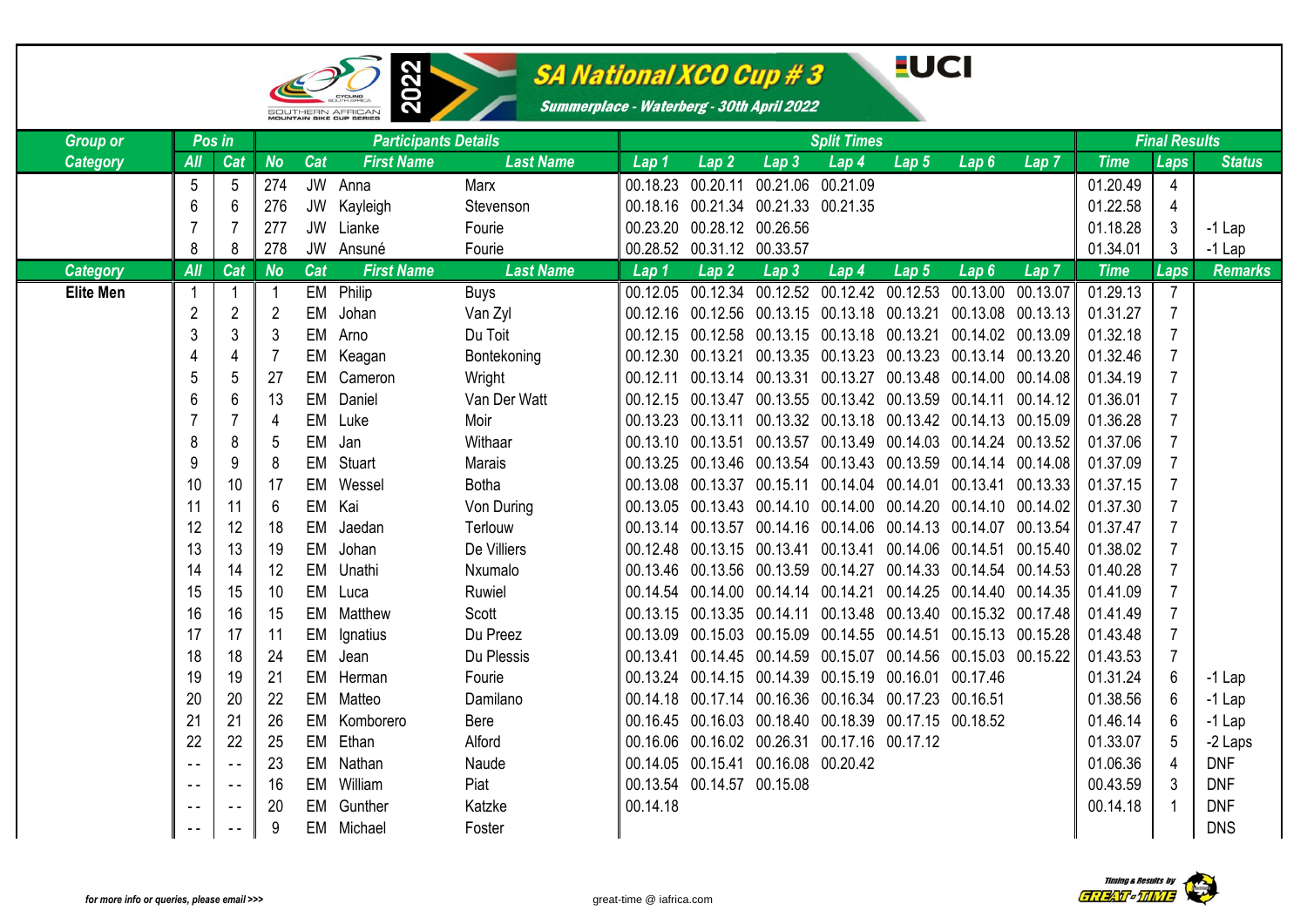# SA National XCO Cup # 3

Summerplace - Waterberg - 30th April 2022

| Group or Category | Pos in All | Cat | No | Cat | First Name | Last Name | Lap 1 | Lap 2 | Lap 3 | Lap 4 | Lap 5 | Lap 6 | Lap 7 | Time | Laps | Status |
|---|---|---|---|---|---|---|---|---|---|---|---|---|---|---|---|---|
| | 5 | 5 | 274 | JW | Anna | Marx | 00.18.23 | 00.20.11 | 00.21.06 | 00.21.09 | | | | 01.20.49 | 4 | |
| | 6 | 6 | 276 | JW | Kayleigh | Stevenson | 00.18.16 | 00.21.34 | 00.21.33 | 00.21.35 | | | | 01.22.58 | 4 | |
| | 7 | 7 | 277 | JW | Lianke | Fourie | 00.23.20 | 00.28.12 | 00.26.56 | | | | | 01.18.28 | 3 | -1 Lap |
| | 8 | 8 | 278 | JW | Ansuné | Fourie | 00.28.52 | 00.31.12 | 00.33.57 | | | | | 01.34.01 | 3 | -1 Lap |
| **Category** | **All** | **Cat** | **No** | **Cat** | **First Name** | **Last Name** | **Lap 1** | **Lap 2** | **Lap 3** | **Lap 4** | **Lap 5** | **Lap 6** | **Lap 7** | **Time** | **Laps** | **Remarks** |
| **Elite Men** | 1 | 1 | 1 | EM | Philip | Buys | 00.12.05 | 00.12.34 | 00.12.52 | 00.12.42 | 00.12.53 | 00.13.00 | 00.13.07 | 01.29.13 | 7 | |
| | 2 | 2 | 2 | EM | Johan | Van Zyl | 00.12.16 | 00.12.56 | 00.13.15 | 00.13.18 | 00.13.21 | 00.13.08 | 00.13.13 | 01.31.27 | 7 | |
| | 3 | 3 | 3 | EM | Arno | Du Toit | 00.12.15 | 00.12.58 | 00.13.15 | 00.13.18 | 00.13.21 | 00.14.02 | 00.13.09 | 01.32.18 | 7 | |
| | 4 | 4 | 7 | EM | Keagan | Bontekoning | 00.12.30 | 00.13.21 | 00.13.35 | 00.13.23 | 00.13.23 | 00.13.14 | 00.13.20 | 01.32.46 | 7 | |
| | 5 | 5 | 27 | EM | Cameron | Wright | 00.12.11 | 00.13.14 | 00.13.31 | 00.13.27 | 00.13.48 | 00.14.00 | 00.14.08 | 01.34.19 | 7 | |
| | 6 | 6 | 13 | EM | Daniel | Van Der Watt | 00.12.15 | 00.13.47 | 00.13.55 | 00.13.42 | 00.13.59 | 00.14.11 | 00.14.12 | 01.36.01 | 7 | |
| | 7 | 7 | 4 | EM | Luke | Moir | 00.13.23 | 00.13.11 | 00.13.32 | 00.13.18 | 00.13.42 | 00.14.13 | 00.15.09 | 01.36.28 | 7 | |
| | 8 | 8 | 5 | EM | Jan | Withaar | 00.13.10 | 00.13.51 | 00.13.57 | 00.13.49 | 00.14.03 | 00.14.24 | 00.13.52 | 01.37.06 | 7 | |
| | 9 | 9 | 8 | EM | Stuart | Marais | 00.13.25 | 00.13.46 | 00.13.54 | 00.13.43 | 00.13.59 | 00.14.14 | 00.14.08 | 01.37.09 | 7 | |
| | 10 | 10 | 17 | EM | Wessel | Botha | 00.13.08 | 00.13.37 | 00.15.11 | 00.14.04 | 00.14.01 | 00.13.41 | 00.13.33 | 01.37.15 | 7 | |
| | 11 | 11 | 6 | EM | Kai | Von During | 00.13.05 | 00.13.43 | 00.14.10 | 00.14.00 | 00.14.20 | 00.14.10 | 00.14.02 | 01.37.30 | 7 | |
| | 12 | 12 | 18 | EM | Jaedan | Terlouw | 00.13.14 | 00.13.57 | 00.14.16 | 00.14.06 | 00.14.13 | 00.14.07 | 00.13.54 | 01.37.47 | 7 | |
| | 13 | 13 | 19 | EM | Johan | De Villiers | 00.12.48 | 00.13.15 | 00.13.41 | 00.13.41 | 00.14.06 | 00.14.51 | 00.15.40 | 01.38.02 | 7 | |
| | 14 | 14 | 12 | EM | Unathi | Nxumalo | 00.13.46 | 00.13.56 | 00.13.59 | 00.14.27 | 00.14.33 | 00.14.54 | 00.14.53 | 01.40.28 | 7 | |
| | 15 | 15 | 10 | EM | Luca | Ruwiel | 00.14.54 | 00.14.00 | 00.14.14 | 00.14.21 | 00.14.25 | 00.14.40 | 00.14.35 | 01.41.09 | 7 | |
| | 16 | 16 | 15 | EM | Matthew | Scott | 00.13.15 | 00.13.35 | 00.14.11 | 00.13.48 | 00.13.40 | 00.15.32 | 00.17.48 | 01.41.49 | 7 | |
| | 17 | 17 | 11 | EM | Ignatius | Du Preez | 00.13.09 | 00.15.03 | 00.15.09 | 00.14.55 | 00.14.51 | 00.15.13 | 00.15.28 | 01.43.48 | 7 | |
| | 18 | 18 | 24 | EM | Jean | Du Plessis | 00.13.41 | 00.14.45 | 00.14.59 | 00.15.07 | 00.14.56 | 00.15.03 | 00.15.22 | 01.43.53 | 7 | |
| | 19 | 19 | 21 | EM | Herman | Fourie | 00.13.24 | 00.14.15 | 00.14.39 | 00.15.19 | 00.16.01 | 00.17.46 | | 01.31.24 | 6 | -1 Lap |
| | 20 | 20 | 22 | EM | Matteo | Damilano | 00.14.18 | 00.17.14 | 00.16.36 | 00.16.34 | 00.17.23 | 00.16.51 | | 01.38.56 | 6 | -1 Lap |
| | 21 | 21 | 26 | EM | Komborero | Bere | 00.16.45 | 00.16.03 | 00.18.40 | 00.18.39 | 00.17.15 | 00.18.52 | | 01.46.14 | 6 | -1 Lap |
| | 22 | 22 | 25 | EM | Ethan | Alford | 00.16.06 | 00.16.02 | 00.26.31 | 00.17.16 | 00.17.12 | | | 01.33.07 | 5 | -2 Laps |
| | - - | - - | 23 | EM | Nathan | Naude | 00.14.05 | 00.15.41 | 00.16.08 | 00.20.42 | | | | 01.06.36 | 4 | DNF |
| | - - | - - | 16 | EM | William | Piat | 00.13.54 | 00.14.57 | 00.15.08 | | | | | 00.43.59 | 3 | DNF |
| | - - | - - | 20 | EM | Gunther | Katzke | 00.14.18 | | | | | | | 00.14.18 | 1 | DNF |
| | - - | - - | 9 | EM | Michael | Foster | | | | | | | | | | DNS |

for more info or queries, please email >>> great-time @ iafrica.com

Timing & Results by GREAT-TIME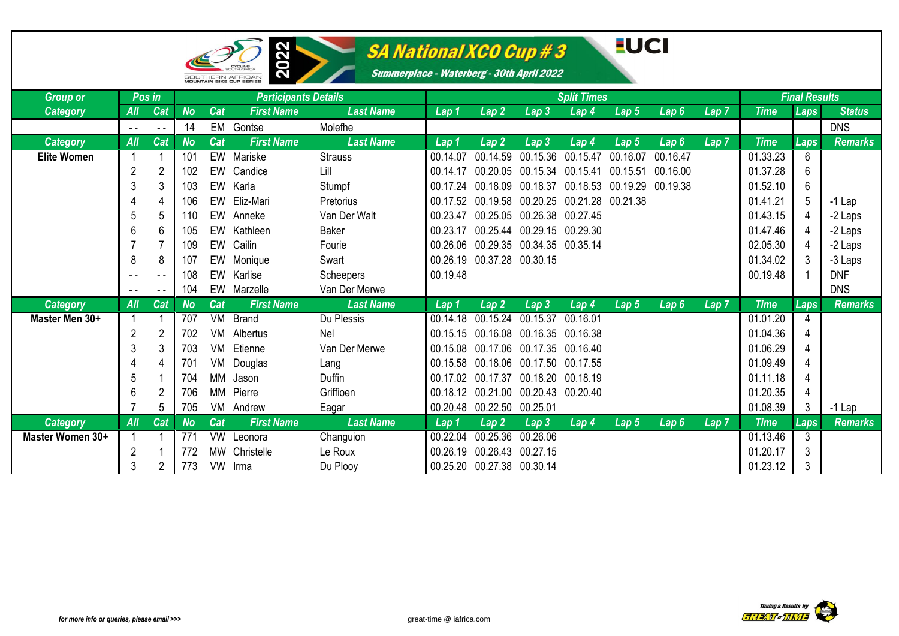# SA National XCO Cup # 3

**Summerplace - Waterberg - 30th April 2022**

2022 · SOUTHERN AFRICAN MOUNTAIN BIKE CUP SERIES · UCI

| Group or Category | Pos in All | Pos in Cat | No | Cat | First Name | Last Name | Lap 1 | Lap 2 | Lap 3 | Lap 4 | Lap 5 | Lap 6 | Lap 7 | Time | Laps | Status |
|---|---|---|---|---|---|---|---|---|---|---|---|---|---|---|---|---|
| | - - | - - | 14 | EM | Gontse | Molefhe | | | | | | | | | | DNS |
| **Category** | **All** | **Cat** | **No** | **Cat** | **First Name** | **Last Name** | **Lap 1** | **Lap 2** | **Lap 3** | **Lap 4** | **Lap 5** | **Lap 6** | **Lap 7** | **Time** | **Laps** | **Remarks** |
| **Elite Women** | 1 | 1 | 101 | EW | Mariske | Strauss | 00.14.07 | 00.14.59 | 00.15.36 | 00.15.47 | 00.16.07 | 00.16.47 | | 01.33.23 | 6 | |
| | 2 | 2 | 102 | EW | Candice | Lill | 00.14.17 | 00.20.05 | 00.15.34 | 00.15.41 | 00.15.51 | 00.16.00 | | 01.37.28 | 6 | |
| | 3 | 3 | 103 | EW | Karla | Stumpf | 00.17.24 | 00.18.09 | 00.18.37 | 00.18.53 | 00.19.29 | 00.19.38 | | 01.52.10 | 6 | |
| | 4 | 4 | 106 | EW | Eliz-Mari | Pretorius | 00.17.52 | 00.19.58 | 00.20.25 | 00.21.28 | 00.21.38 | | | 01.41.21 | 5 | -1 Lap |
| | 5 | 5 | 110 | EW | Anneke | Van Der Walt | 00.23.47 | 00.25.05 | 00.26.38 | 00.27.45 | | | | 01.43.15 | 4 | -2 Laps |
| | 6 | 6 | 105 | EW | Kathleen | Baker | 00.23.17 | 00.25.44 | 00.29.15 | 00.29.30 | | | | 01.47.46 | 4 | -2 Laps |
| | 7 | 7 | 109 | EW | Cailin | Fourie | 00.26.06 | 00.29.35 | 00.34.35 | 00.35.14 | | | | 02.05.30 | 4 | -2 Laps |
| | 8 | 8 | 107 | EW | Monique | Swart | 00.26.19 | 00.37.28 | 00.30.15 | | | | | 01.34.02 | 3 | -3 Laps |
| | - - | - - | 108 | EW | Karlise | Scheepers | 00.19.48 | | | | | | | 00.19.48 | 1 | DNF |
| | - - | - - | 104 | EW | Marzelle | Van Der Merwe | | | | | | | | | | DNS |
| **Category** | **All** | **Cat** | **No** | **Cat** | **First Name** | **Last Name** | **Lap 1** | **Lap 2** | **Lap 3** | **Lap 4** | **Lap 5** | **Lap 6** | **Lap 7** | **Time** | **Laps** | **Remarks** |
| **Master Men 30+** | 1 | 1 | 707 | VM | Brand | Du Plessis | 00.14.18 | 00.15.24 | 00.15.37 | 00.16.01 | | | | 01.01.20 | 4 | |
| | 2 | 2 | 702 | VM | Albertus | Nel | 00.15.15 | 00.16.08 | 00.16.35 | 00.16.38 | | | | 01.04.36 | 4 | |
| | 3 | 3 | 703 | VM | Etienne | Van Der Merwe | 00.15.08 | 00.17.06 | 00.17.35 | 00.16.40 | | | | 01.06.29 | 4 | |
| | 4 | 4 | 701 | VM | Douglas | Lang | 00.15.58 | 00.18.06 | 00.17.50 | 00.17.55 | | | | 01.09.49 | 4 | |
| | 5 | 1 | 704 | MM | Jason | Duffin | 00.17.02 | 00.17.37 | 00.18.20 | 00.18.19 | | | | 01.11.18 | 4 | |
| | 6 | 2 | 706 | MM | Pierre | Griffioen | 00.18.12 | 00.21.00 | 00.20.43 | 00.20.40 | | | | 01.20.35 | 4 | |
| | 7 | 5 | 705 | VM | Andrew | Eagar | 00.20.48 | 00.22.50 | 00.25.01 | | | | | 01.08.39 | 3 | -1 Lap |
| **Category** | **All** | **Cat** | **No** | **Cat** | **First Name** | **Last Name** | **Lap 1** | **Lap 2** | **Lap 3** | **Lap 4** | **Lap 5** | **Lap 6** | **Lap 7** | **Time** | **Laps** | **Remarks** |
| **Master Women 30+** | 1 | 1 | 771 | VW | Leonora | Changuion | 00.22.04 | 00.25.36 | 00.26.06 | | | | | 01.13.46 | 3 | |
| | 2 | 1 | 772 | MW | Christelle | Le Roux | 00.26.19 | 00.26.43 | 00.27.15 | | | | | 01.20.17 | 3 | |
| | 3 | 2 | 773 | VW | Irma | Du Plooy | 00.25.20 | 00.27.38 | 00.30.14 | | | | | 01.23.12 | 3 | |

*for more info or queries, please email >>>* great-time @ iafrica.com

Timing & Results by GREAT-TIME